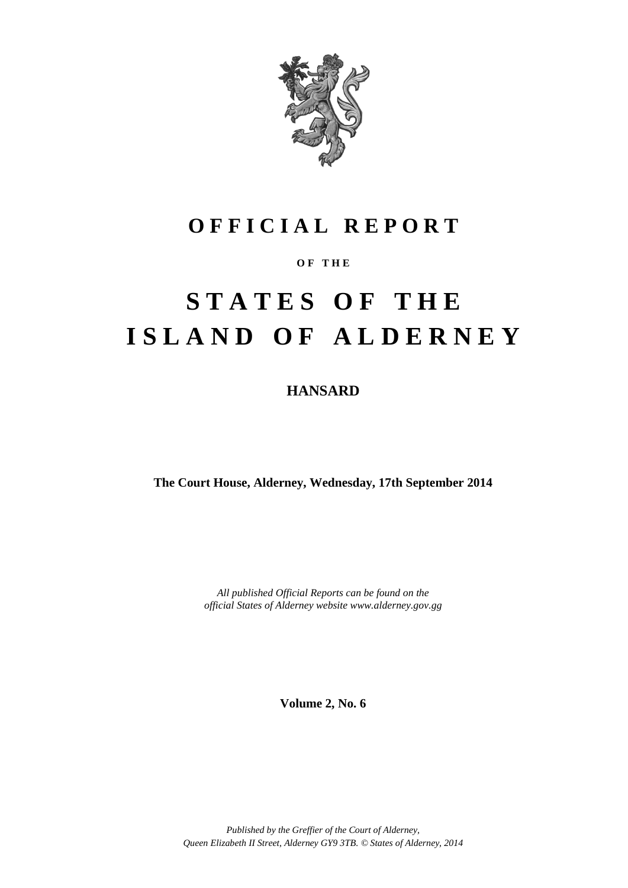# OFFICIAL REPORT

**OF THE**

# STATES OF THE ISLAND OF ALDERNEY

## HANSARD

**The Court House, Alderney, Wednesday, 17th September 2014**

*All published Official Reports can be found on the official States of Alderney website www.alderney.gov.gg*

**Volume 2, No. 6**

*Published by the Greffier of the Court of Alderney, Queen Elizabeth II Street, Alderney GY9 3TB. © States of Alderney, 2014*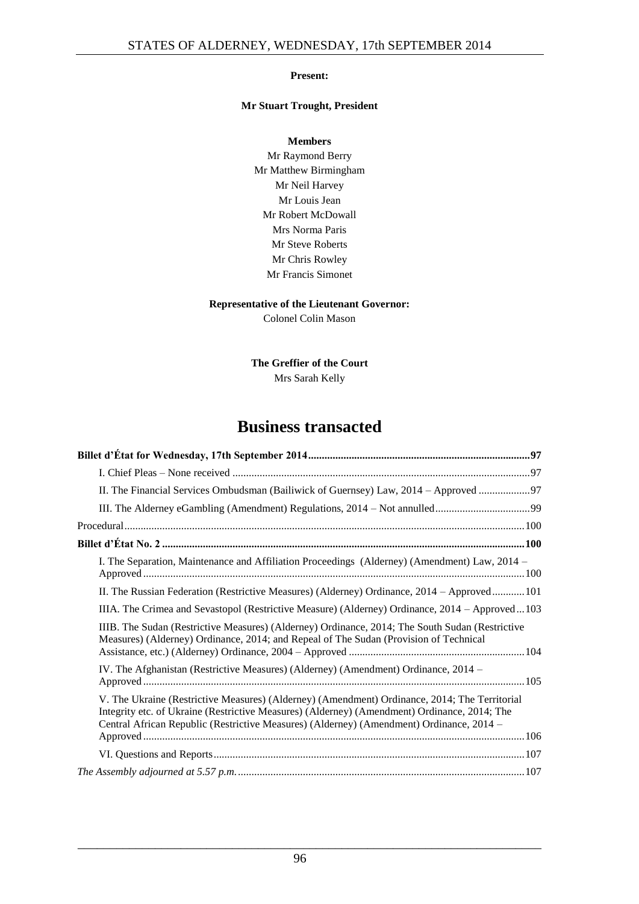**Present:**

**Mr Stuart Trought, President**

**Members**

Mr Raymond Berry
Mr Matthew Birmingham
Mr Neil Harvey
Mr Louis Jean
Mr Robert McDowall
Mrs Norma Paris
Mr Steve Roberts
Mr Chris Rowley
Mr Francis Simonet

**Representative of the Lieutenant Governor:**
Colonel Colin Mason

**The Greffier of the Court**
Mrs Sarah Kelly

# Business transacted

**Billet d'État for Wednesday, 17th September 2014** .......... **97**

- I. Chief Pleas – None received .......... 97
- II. The Financial Services Ombudsman (Bailiwick of Guernsey) Law, 2014 – Approved .......... 97
- III. The Alderney eGambling (Amendment) Regulations, 2014 – Not annulled .......... 99

Procedural .......... 100

**Billet d'État No. 2** .......... **100**

- I. The Separation, Maintenance and Affiliation Proceedings (Alderney) (Amendment) Law, 2014 – Approved .......... 100
- II. The Russian Federation (Restrictive Measures) (Alderney) Ordinance, 2014 – Approved .......... 101
- IIIA. The Crimea and Sevastopol (Restrictive Measure) (Alderney) Ordinance, 2014 – Approved .......... 103
- IIIB. The Sudan (Restrictive Measures) (Alderney) Ordinance, 2014; The South Sudan (Restrictive Measures) (Alderney) Ordinance, 2014; and Repeal of The Sudan (Provision of Technical Assistance, etc.) (Alderney) Ordinance, 2004 – Approved .......... 104
- IV. The Afghanistan (Restrictive Measures) (Alderney) (Amendment) Ordinance, 2014 – Approved .......... 105
- V. The Ukraine (Restrictive Measures) (Alderney) (Amendment) Ordinance, 2014; The Territorial Integrity etc. of Ukraine (Restrictive Measures) (Alderney) (Amendment) Ordinance, 2014; The Central African Republic (Restrictive Measures) (Alderney) (Amendment) Ordinance, 2014 – Approved .......... 106
- VI. Questions and Reports .......... 107

*The Assembly adjourned at 5.57 p.m.* .......... 107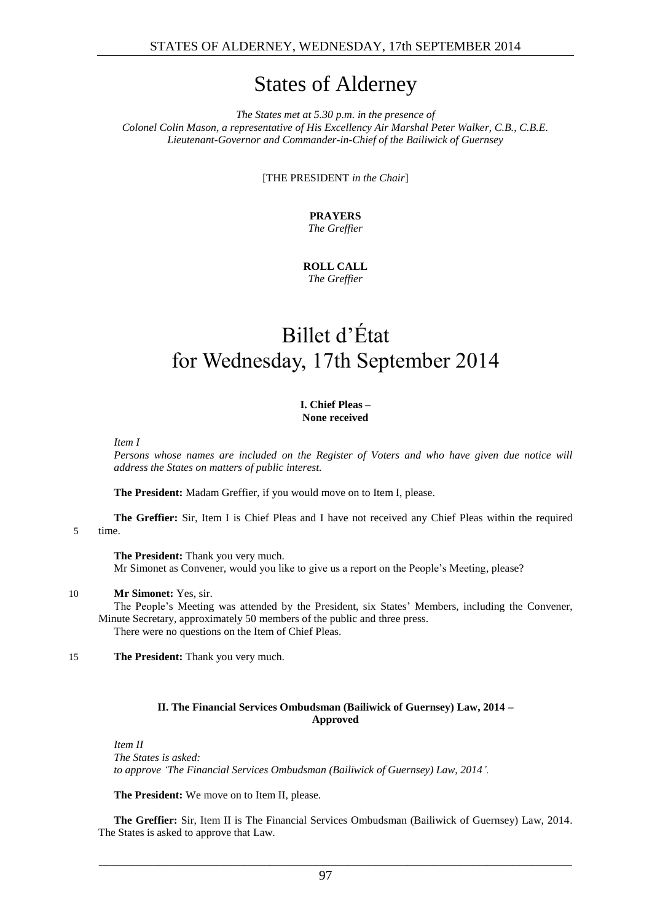# States of Alderney

*The States met at 5.30 p.m. in the presence of*
*Colonel Colin Mason, a representative of His Excellency Air Marshal Peter Walker, C.B., C.B.E.*
*Lieutenant-Governor and Commander-in-Chief of the Bailiwick of Guernsey*

[THE PRESIDENT *in the Chair*]

**PRAYERS**
*The Greffier*

**ROLL CALL**
*The Greffier*

# Billet d'État for Wednesday, 17th September 2014

### I. Chief Pleas – None received

*Item I*
*Persons whose names are included on the Register of Voters and who have given due notice will address the States on matters of public interest.*

**The President:** Madam Greffier, if you would move on to Item I, please.

**The Greffier:** Sir, Item I is Chief Pleas and I have not received any Chief Pleas within the required
5 time.

**The President:** Thank you very much.
Mr Simonet as Convener, would you like to give us a report on the People's Meeting, please?

10 **Mr Simonet:** Yes, sir.
The People's Meeting was attended by the President, six States' Members, including the Convener, Minute Secretary, approximately 50 members of the public and three press.
There were no questions on the Item of Chief Pleas.

15 **The President:** Thank you very much.

### II. The Financial Services Ombudsman (Bailiwick of Guernsey) Law, 2014 – Approved

*Item II*
*The States is asked:*
*to approve 'The Financial Services Ombudsman (Bailiwick of Guernsey) Law, 2014'.*

**The President:** We move on to Item II, please.

**The Greffier:** Sir, Item II is The Financial Services Ombudsman (Bailiwick of Guernsey) Law, 2014. The States is asked to approve that Law.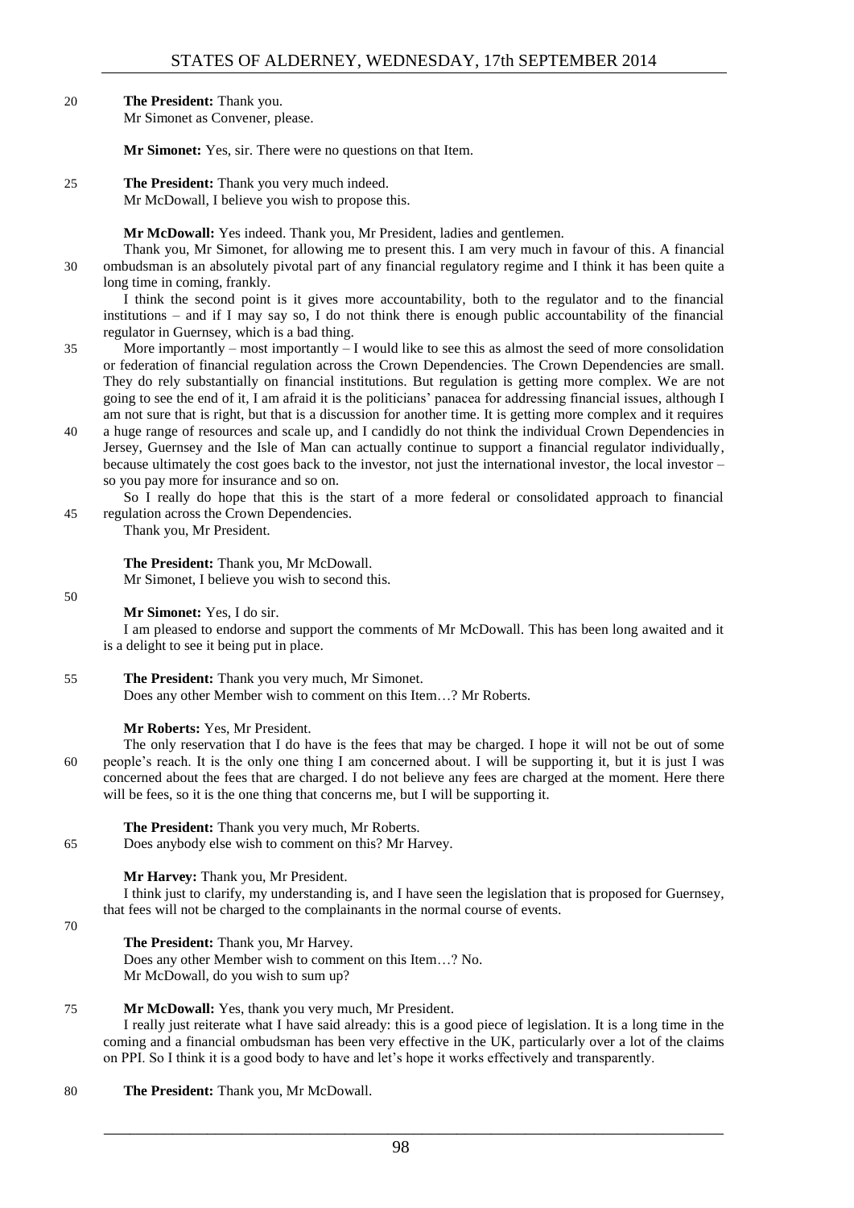**The President:** Thank you.
Mr Simonet as Convener, please.

**Mr Simonet:** Yes, sir. There were no questions on that Item.

**The President:** Thank you very much indeed.
Mr McDowall, I believe you wish to propose this.

**Mr McDowall:** Yes indeed. Thank you, Mr President, ladies and gentlemen.

Thank you, Mr Simonet, for allowing me to present this. I am very much in favour of this. A financial ombudsman is an absolutely pivotal part of any financial regulatory regime and I think it has been quite a long time in coming, frankly.

I think the second point is it gives more accountability, both to the regulator and to the financial institutions – and if I may say so, I do not think there is enough public accountability of the financial regulator in Guernsey, which is a bad thing.

More importantly – most importantly – I would like to see this as almost the seed of more consolidation or federation of financial regulation across the Crown Dependencies. The Crown Dependencies are small. They do rely substantially on financial institutions. But regulation is getting more complex. We are not going to see the end of it, I am afraid it is the politicians' panacea for addressing financial issues, although I am not sure that is right, but that is a discussion for another time. It is getting more complex and it requires a huge range of resources and scale up, and I candidly do not think the individual Crown Dependencies in Jersey, Guernsey and the Isle of Man can actually continue to support a financial regulator individually, because ultimately the cost goes back to the investor, not just the international investor, the local investor – so you pay more for insurance and so on.

So I really do hope that this is the start of a more federal or consolidated approach to financial regulation across the Crown Dependencies.

Thank you, Mr President.

**The President:** Thank you, Mr McDowall.
Mr Simonet, I believe you wish to second this.

**Mr Simonet:** Yes, I do sir.

I am pleased to endorse and support the comments of Mr McDowall. This has been long awaited and it is a delight to see it being put in place.

**The President:** Thank you very much, Mr Simonet.
Does any other Member wish to comment on this Item…? Mr Roberts.

**Mr Roberts:** Yes, Mr President.

The only reservation that I do have is the fees that may be charged. I hope it will not be out of some people's reach. It is the only one thing I am concerned about. I will be supporting it, but it is just I was concerned about the fees that are charged. I do not believe any fees are charged at the moment. Here there will be fees, so it is the one thing that concerns me, but I will be supporting it.

**The President:** Thank you very much, Mr Roberts.
Does anybody else wish to comment on this? Mr Harvey.

**Mr Harvey:** Thank you, Mr President.

I think just to clarify, my understanding is, and I have seen the legislation that is proposed for Guernsey, that fees will not be charged to the complainants in the normal course of events.

**The President:** Thank you, Mr Harvey.
Does any other Member wish to comment on this Item…? No.
Mr McDowall, do you wish to sum up?

**Mr McDowall:** Yes, thank you very much, Mr President.

I really just reiterate what I have said already: this is a good piece of legislation. It is a long time in the coming and a financial ombudsman has been very effective in the UK, particularly over a lot of the claims on PPI. So I think it is a good body to have and let's hope it works effectively and transparently.

**The President:** Thank you, Mr McDowall.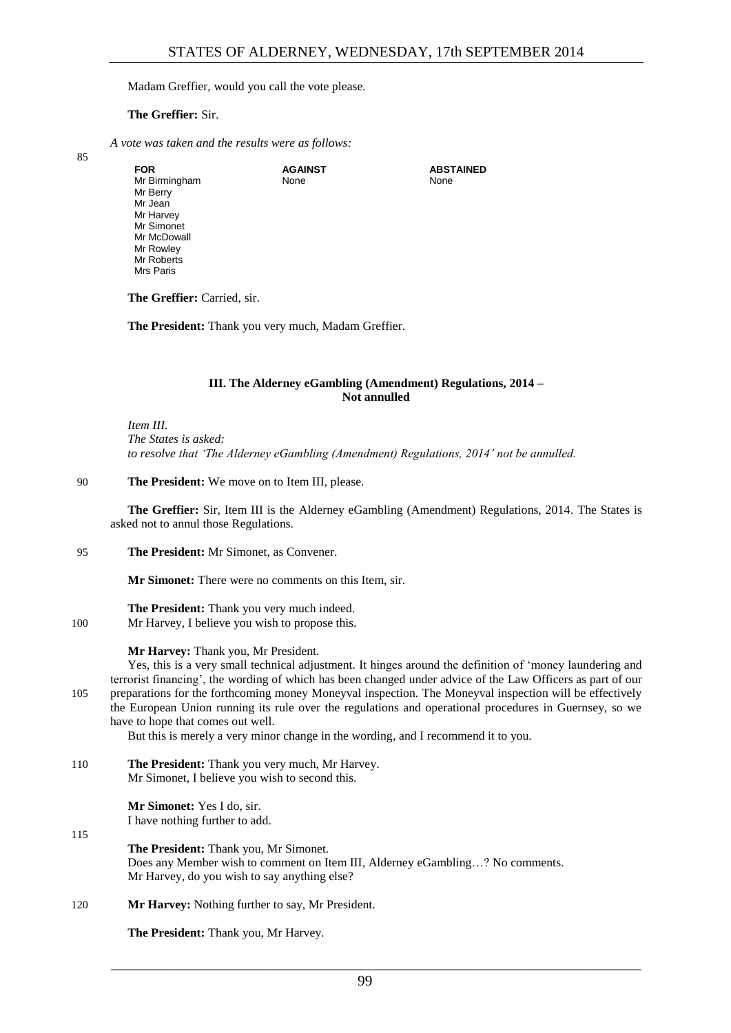Madam Greffier, would you call the vote please.

**The Greffier:** Sir.

*A vote was taken and the results were as follows:*

| FOR | AGAINST | ABSTAINED |
|---|---|---|
| Mr Birmingham | None | None |
| Mr Berry | | |
| Mr Jean | | |
| Mr Harvey | | |
| Mr Simonet | | |
| Mr McDowall | | |
| Mr Rowley | | |
| Mr Roberts | | |
| Mrs Paris | | |

**The Greffier:** Carried, sir.

**The President:** Thank you very much, Madam Greffier.

### III. The Alderney eGambling (Amendment) Regulations, 2014 – Not annulled

*Item III.*
*The States is asked:*
*to resolve that 'The Alderney eGambling (Amendment) Regulations, 2014' not be annulled.*

**The President:** We move on to Item III, please.

**The Greffier:** Sir, Item III is the Alderney eGambling (Amendment) Regulations, 2014. The States is asked not to annul those Regulations.

**The President:** Mr Simonet, as Convener.

**Mr Simonet:** There were no comments on this Item, sir.

**The President:** Thank you very much indeed.
Mr Harvey, I believe you wish to propose this.

**Mr Harvey:** Thank you, Mr President.

Yes, this is a very small technical adjustment. It hinges around the definition of 'money laundering and terrorist financing', the wording of which has been changed under advice of the Law Officers as part of our preparations for the forthcoming money Moneyval inspection. The Moneyval inspection will be effectively the European Union running its rule over the regulations and operational procedures in Guernsey, so we have to hope that comes out well.

But this is merely a very minor change in the wording, and I recommend it to you.

**The President:** Thank you very much, Mr Harvey.
Mr Simonet, I believe you wish to second this.

**Mr Simonet:** Yes I do, sir.
I have nothing further to add.

**The President:** Thank you, Mr Simonet.
Does any Member wish to comment on Item III, Alderney eGambling…? No comments.
Mr Harvey, do you wish to say anything else?

**Mr Harvey:** Nothing further to say, Mr President.

**The President:** Thank you, Mr Harvey.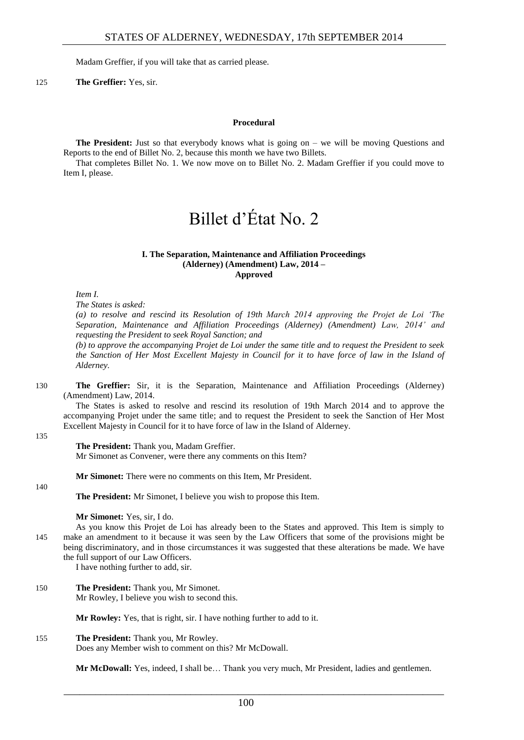Madam Greffier, if you will take that as carried please.

125 **The Greffier:** Yes, sir.

**Procedural**

**The President:** Just so that everybody knows what is going on – we will be moving Questions and Reports to the end of Billet No. 2, because this month we have two Billets.

That completes Billet No. 1. We now move on to Billet No. 2. Madam Greffier if you could move to Item I, please.

# Billet d'État No. 2

### I. The Separation, Maintenance and Affiliation Proceedings (Alderney) (Amendment) Law, 2014 – Approved

*Item I.*

*The States is asked:*

*(a) to resolve and rescind its Resolution of 19th March 2014 approving the Projet de Loi 'The Separation, Maintenance and Affiliation Proceedings (Alderney) (Amendment) Law, 2014' and requesting the President to seek Royal Sanction; and*

*(b) to approve the accompanying Projet de Loi under the same title and to request the President to seek the Sanction of Her Most Excellent Majesty in Council for it to have force of law in the Island of Alderney.*

130 **The Greffier:** Sir, it is the Separation, Maintenance and Affiliation Proceedings (Alderney) (Amendment) Law, 2014.

The States is asked to resolve and rescind its resolution of 19th March 2014 and to approve the accompanying Projet under the same title; and to request the President to seek the Sanction of Her Most Excellent Majesty in Council for it to have force of law in the Island of Alderney.

135

**The President:** Thank you, Madam Greffier.

Mr Simonet as Convener, were there any comments on this Item?

**Mr Simonet:** There were no comments on this Item, Mr President.

140

**The President:** Mr Simonet, I believe you wish to propose this Item.

**Mr Simonet:** Yes, sir, I do.

As you know this Projet de Loi has already been to the States and approved. This Item is simply to
145 make an amendment to it because it was seen by the Law Officers that some of the provisions might be being discriminatory, and in those circumstances it was suggested that these alterations be made. We have the full support of our Law Officers.

I have nothing further to add, sir.

150 **The President:** Thank you, Mr Simonet.

Mr Rowley, I believe you wish to second this.

**Mr Rowley:** Yes, that is right, sir. I have nothing further to add to it.

155 **The President:** Thank you, Mr Rowley.

Does any Member wish to comment on this? Mr McDowall.

**Mr McDowall:** Yes, indeed, I shall be… Thank you very much, Mr President, ladies and gentlemen.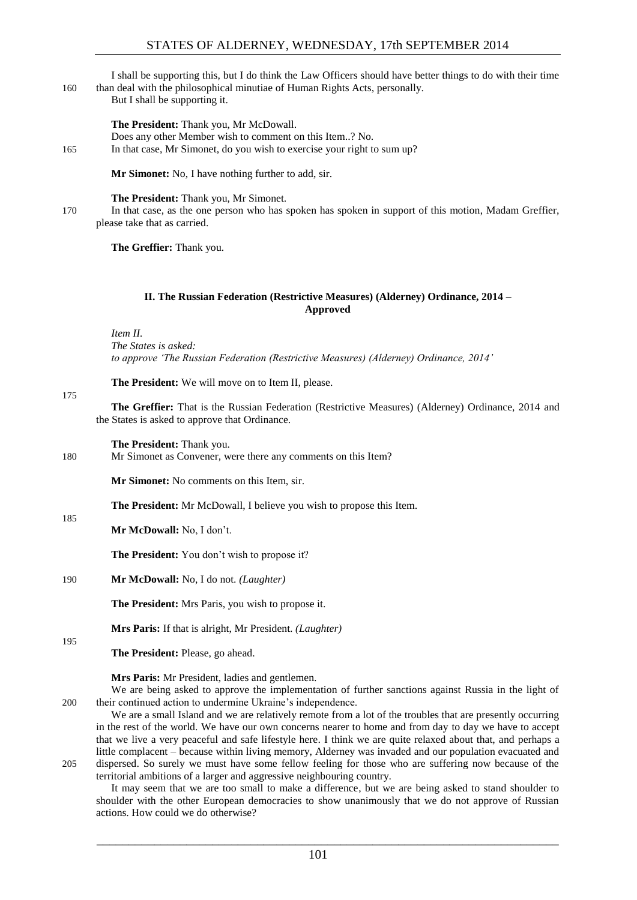I shall be supporting this, but I do think the Law Officers should have better things to do with their time than deal with the philosophical minutiae of Human Rights Acts, personally.

But I shall be supporting it.

**The President:** Thank you, Mr McDowall.

Does any other Member wish to comment on this Item..? No.

In that case, Mr Simonet, do you wish to exercise your right to sum up?

**Mr Simonet:** No, I have nothing further to add, sir.

**The President:** Thank you, Mr Simonet.

In that case, as the one person who has spoken has spoken in support of this motion, Madam Greffier, please take that as carried.

**The Greffier:** Thank you.

## II. The Russian Federation (Restrictive Measures) (Alderney) Ordinance, 2014 – Approved

*Item II.*

*The States is asked:*

*to approve 'The Russian Federation (Restrictive Measures) (Alderney) Ordinance, 2014'*

**The President:** We will move on to Item II, please.

**The Greffier:** That is the Russian Federation (Restrictive Measures) (Alderney) Ordinance, 2014 and the States is asked to approve that Ordinance.

**The President:** Thank you.

Mr Simonet as Convener, were there any comments on this Item?

**Mr Simonet:** No comments on this Item, sir.

**The President:** Mr McDowall, I believe you wish to propose this Item.

**Mr McDowall:** No, I don't.

**The President:** You don't wish to propose it?

**Mr McDowall:** No, I do not. *(Laughter)*

**The President:** Mrs Paris, you wish to propose it.

**Mrs Paris:** If that is alright, Mr President. *(Laughter)*

**The President:** Please, go ahead.

**Mrs Paris:** Mr President, ladies and gentlemen.

We are being asked to approve the implementation of further sanctions against Russia in the light of their continued action to undermine Ukraine's independence.

We are a small Island and we are relatively remote from a lot of the troubles that are presently occurring in the rest of the world. We have our own concerns nearer to home and from day to day we have to accept that we live a very peaceful and safe lifestyle here. I think we are quite relaxed about that, and perhaps a little complacent – because within living memory, Alderney was invaded and our population evacuated and dispersed. So surely we must have some fellow feeling for those who are suffering now because of the territorial ambitions of a larger and aggressive neighbouring country.

It may seem that we are too small to make a difference, but we are being asked to stand shoulder to shoulder with the other European democracies to show unanimously that we do not approve of Russian actions. How could we do otherwise?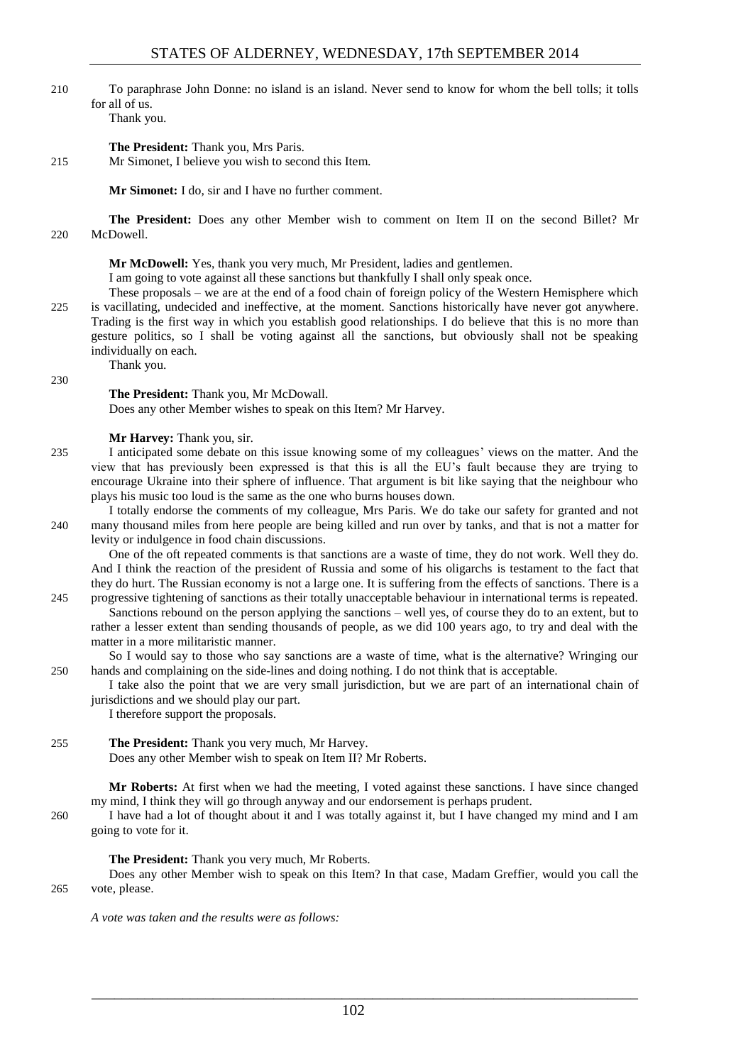To paraphrase John Donne: no island is an island. Never send to know for whom the bell tolls; it tolls for all of us.

Thank you.

**The President:** Thank you, Mrs Paris.

Mr Simonet, I believe you wish to second this Item.

**Mr Simonet:** I do, sir and I have no further comment.

**The President:** Does any other Member wish to comment on Item II on the second Billet? Mr McDowell.

**Mr McDowell:** Yes, thank you very much, Mr President, ladies and gentlemen.

I am going to vote against all these sanctions but thankfully I shall only speak once.

These proposals – we are at the end of a food chain of foreign policy of the Western Hemisphere which is vacillating, undecided and ineffective, at the moment. Sanctions historically have never got anywhere. Trading is the first way in which you establish good relationships. I do believe that this is no more than gesture politics, so I shall be voting against all the sanctions, but obviously shall not be speaking individually on each.

Thank you.

**The President:** Thank you, Mr McDowall.

Does any other Member wishes to speak on this Item? Mr Harvey.

**Mr Harvey:** Thank you, sir.

I anticipated some debate on this issue knowing some of my colleagues' views on the matter. And the view that has previously been expressed is that this is all the EU's fault because they are trying to encourage Ukraine into their sphere of influence. That argument is bit like saying that the neighbour who plays his music too loud is the same as the one who burns houses down.

I totally endorse the comments of my colleague, Mrs Paris. We do take our safety for granted and not many thousand miles from here people are being killed and run over by tanks, and that is not a matter for levity or indulgence in food chain discussions.

One of the oft repeated comments is that sanctions are a waste of time, they do not work. Well they do. And I think the reaction of the president of Russia and some of his oligarchs is testament to the fact that they do hurt. The Russian economy is not a large one. It is suffering from the effects of sanctions. There is a progressive tightening of sanctions as their totally unacceptable behaviour in international terms is repeated.

Sanctions rebound on the person applying the sanctions – well yes, of course they do to an extent, but to rather a lesser extent than sending thousands of people, as we did 100 years ago, to try and deal with the matter in a more militaristic manner.

So I would say to those who say sanctions are a waste of time, what is the alternative? Wringing our hands and complaining on the side-lines and doing nothing. I do not think that is acceptable.

I take also the point that we are very small jurisdiction, but we are part of an international chain of jurisdictions and we should play our part.

I therefore support the proposals.

**The President:** Thank you very much, Mr Harvey.

Does any other Member wish to speak on Item II? Mr Roberts.

**Mr Roberts:** At first when we had the meeting, I voted against these sanctions. I have since changed my mind, I think they will go through anyway and our endorsement is perhaps prudent.

I have had a lot of thought about it and I was totally against it, but I have changed my mind and I am going to vote for it.

**The President:** Thank you very much, Mr Roberts.

Does any other Member wish to speak on this Item? In that case, Madam Greffier, would you call the vote, please.

*A vote was taken and the results were as follows:*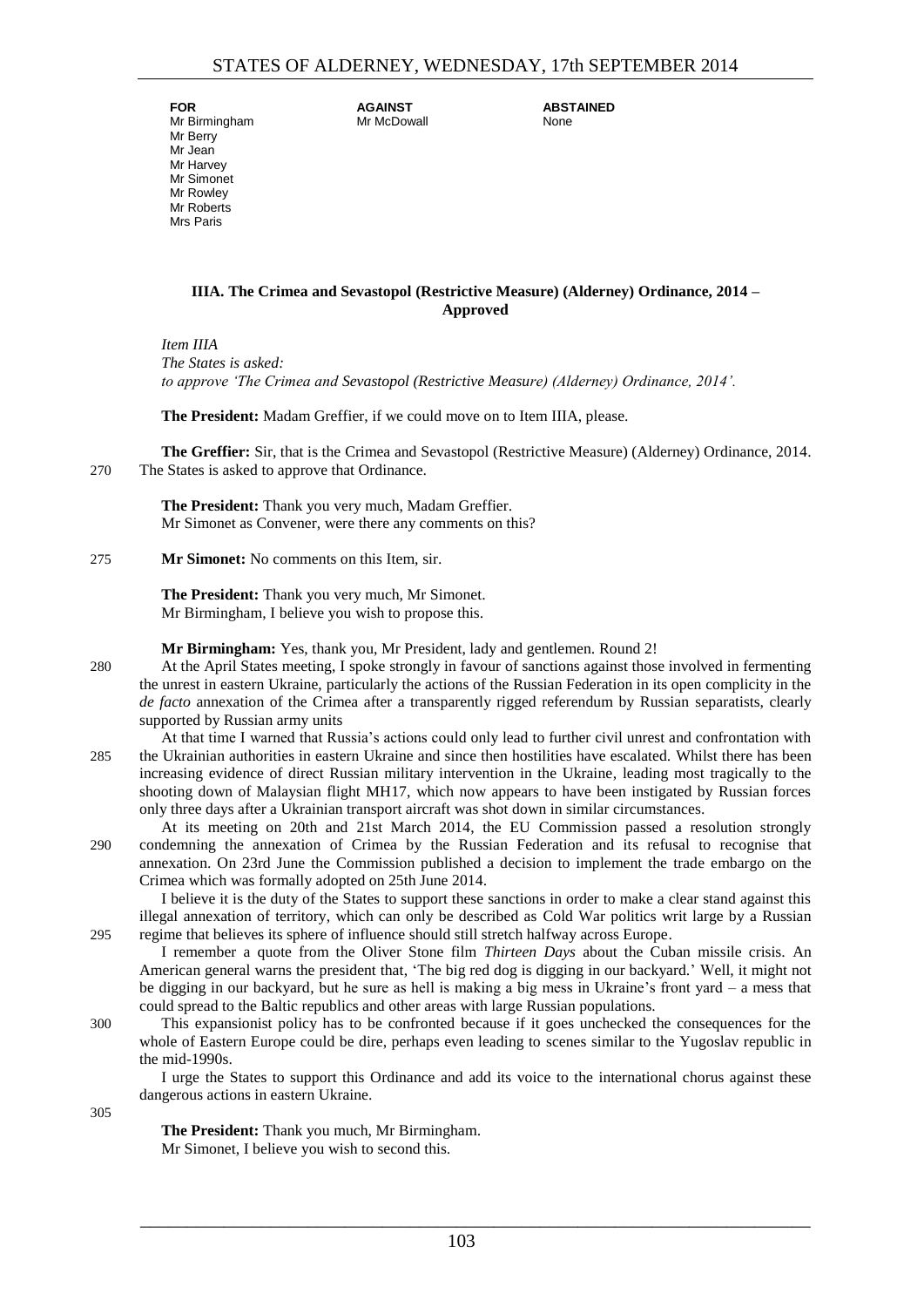| FOR | AGAINST | ABSTAINED |
| --- | --- | --- |
| Mr Birmingham | Mr McDowall | None |
| Mr Berry | | |
| Mr Jean | | |
| Mr Harvey | | |
| Mr Simonet | | |
| Mr Rowley | | |
| Mr Roberts | | |
| Mrs Paris | | |

### IIIA. The Crimea and Sevastopol (Restrictive Measure) (Alderney) Ordinance, 2014 – Approved

*Item IIIA*
*The States is asked:*
*to approve 'The Crimea and Sevastopol (Restrictive Measure) (Alderney) Ordinance, 2014'.*

**The President:** Madam Greffier, if we could move on to Item IIIA, please.

**The Greffier:** Sir, that is the Crimea and Sevastopol (Restrictive Measure) (Alderney) Ordinance, 2014. The States is asked to approve that Ordinance.

**The President:** Thank you very much, Madam Greffier.
Mr Simonet as Convener, were there any comments on this?

**Mr Simonet:** No comments on this Item, sir.

**The President:** Thank you very much, Mr Simonet.
Mr Birmingham, I believe you wish to propose this.

**Mr Birmingham:** Yes, thank you, Mr President, lady and gentlemen. Round 2!

At the April States meeting, I spoke strongly in favour of sanctions against those involved in fermenting the unrest in eastern Ukraine, particularly the actions of the Russian Federation in its open complicity in the *de facto* annexation of the Crimea after a transparently rigged referendum by Russian separatists, clearly supported by Russian army units

At that time I warned that Russia's actions could only lead to further civil unrest and confrontation with the Ukrainian authorities in eastern Ukraine and since then hostilities have escalated. Whilst there has been increasing evidence of direct Russian military intervention in the Ukraine, leading most tragically to the shooting down of Malaysian flight MH17, which now appears to have been instigated by Russian forces only three days after a Ukrainian transport aircraft was shot down in similar circumstances.

At its meeting on 20th and 21st March 2014, the EU Commission passed a resolution strongly condemning the annexation of Crimea by the Russian Federation and its refusal to recognise that annexation. On 23rd June the Commission published a decision to implement the trade embargo on the Crimea which was formally adopted on 25th June 2014.

I believe it is the duty of the States to support these sanctions in order to make a clear stand against this illegal annexation of territory, which can only be described as Cold War politics writ large by a Russian regime that believes its sphere of influence should still stretch halfway across Europe.

I remember a quote from the Oliver Stone film *Thirteen Days* about the Cuban missile crisis. An American general warns the president that, 'The big red dog is digging in our backyard.' Well, it might not be digging in our backyard, but he sure as hell is making a big mess in Ukraine's front yard – a mess that could spread to the Baltic republics and other areas with large Russian populations.

This expansionist policy has to be confronted because if it goes unchecked the consequences for the whole of Eastern Europe could be dire, perhaps even leading to scenes similar to the Yugoslav republic in the mid-1990s.

I urge the States to support this Ordinance and add its voice to the international chorus against these dangerous actions in eastern Ukraine.

**The President:** Thank you much, Mr Birmingham.
Mr Simonet, I believe you wish to second this.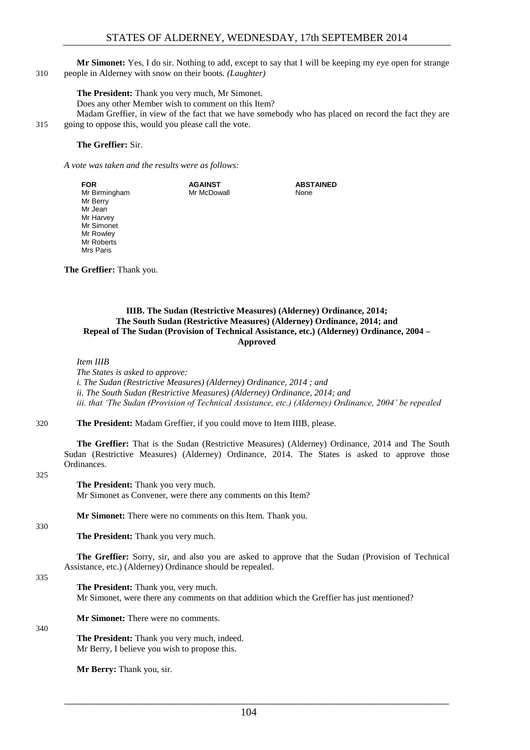**Mr Simonet:** Yes, I do sir. Nothing to add, except to say that I will be keeping my eye open for strange people in Alderney with snow on their boots. *(Laughter)*

**The President:** Thank you very much, Mr Simonet.

Does any other Member wish to comment on this Item?

Madam Greffier, in view of the fact that we have somebody who has placed on record the fact they are going to oppose this, would you please call the vote.

**The Greffier:** Sir.

*A vote was taken and the results were as follows:*

| FOR | AGAINST | ABSTAINED |
|---|---|---|
| Mr Birmingham | Mr McDowall | None |
| Mr Berry | | |
| Mr Jean | | |
| Mr Harvey | | |
| Mr Simonet | | |
| Mr Rowley | | |
| Mr Roberts | | |
| Mrs Paris | | |

**The Greffier:** Thank you.

### IIIB. The Sudan (Restrictive Measures) (Alderney) Ordinance, 2014; The South Sudan (Restrictive Measures) (Alderney) Ordinance, 2014; and Repeal of The Sudan (Provision of Technical Assistance, etc.) (Alderney) Ordinance, 2004 – Approved

*Item IIIB*

*The States is asked to approve:*

*i. The Sudan (Restrictive Measures) (Alderney) Ordinance, 2014 ; and*

*ii. The South Sudan (Restrictive Measures) (Alderney) Ordinance, 2014; and*

*iii. that 'The Sudan (Provision of Technical Assistance, etc.) (Alderney) Ordinance, 2004' be repealed*

**The President:** Madam Greffier, if you could move to Item IIIB, please.

**The Greffier:** That is the Sudan (Restrictive Measures) (Alderney) Ordinance, 2014 and The South Sudan (Restrictive Measures) (Alderney) Ordinance, 2014. The States is asked to approve those Ordinances.

**The President:** Thank you very much.

Mr Simonet as Convener, were there any comments on this Item?

**Mr Simonet:** There were no comments on this Item. Thank you.

**The President:** Thank you very much.

**The Greffier:** Sorry, sir, and also you are asked to approve that the Sudan (Provision of Technical Assistance, etc.) (Alderney) Ordinance should be repealed.

**The President:** Thank you, very much.

Mr Simonet, were there any comments on that addition which the Greffier has just mentioned?

**Mr Simonet:** There were no comments.

**The President:** Thank you very much, indeed.

Mr Berry, I believe you wish to propose this.

**Mr Berry:** Thank you, sir.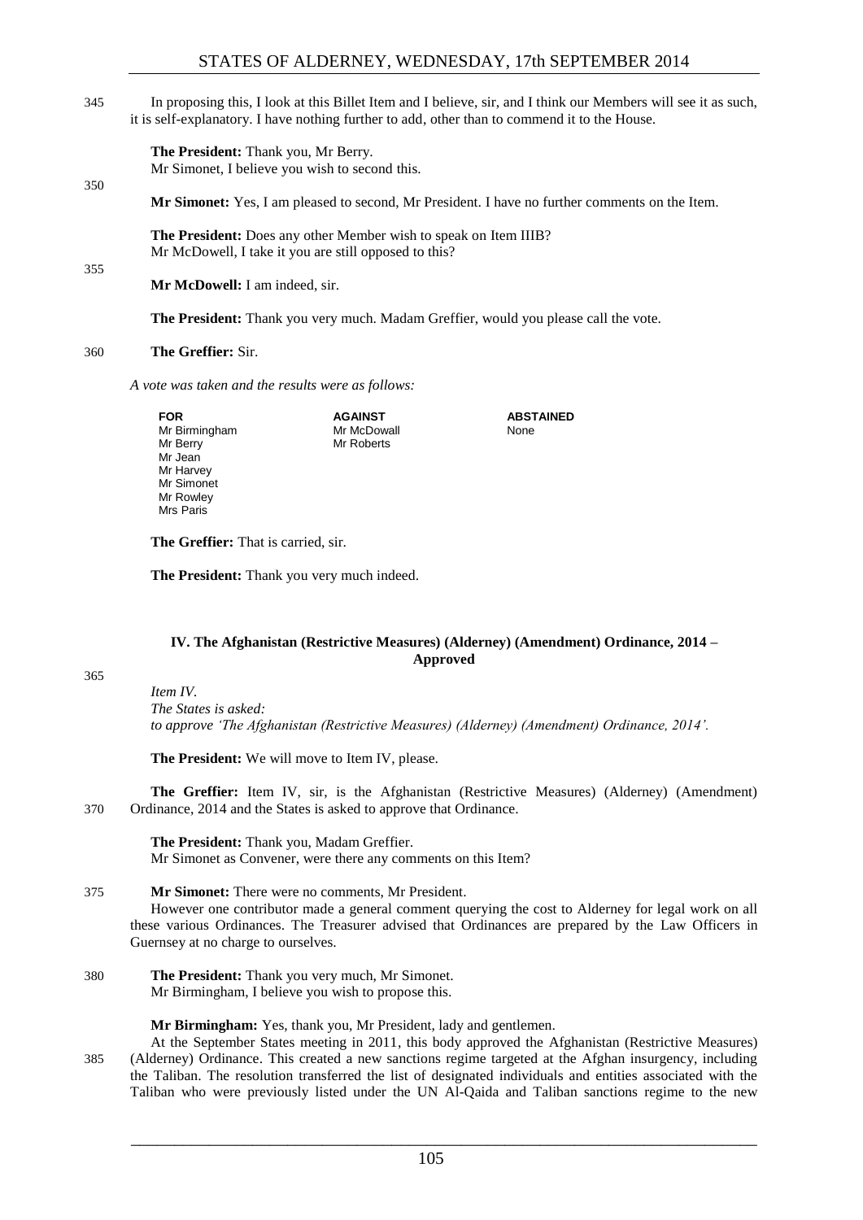In proposing this, I look at this Billet Item and I believe, sir, and I think our Members will see it as such, it is self-explanatory. I have nothing further to add, other than to commend it to the House.

**The President:** Thank you, Mr Berry.
Mr Simonet, I believe you wish to second this.

**Mr Simonet:** Yes, I am pleased to second, Mr President. I have no further comments on the Item.

**The President:** Does any other Member wish to speak on Item IIIB?
Mr McDowell, I take it you are still opposed to this?

**Mr McDowell:** I am indeed, sir.

**The President:** Thank you very much. Madam Greffier, would you please call the vote.

**The Greffier:** Sir.

*A vote was taken and the results were as follows:*

| FOR | AGAINST | ABSTAINED |
|---|---|---|
| Mr Birmingham | Mr McDowall | None |
| Mr Berry | Mr Roberts | |
| Mr Jean | | |
| Mr Harvey | | |
| Mr Simonet | | |
| Mr Rowley | | |
| Mrs Paris | | |

**The Greffier:** That is carried, sir.

**The President:** Thank you very much indeed.

### IV. The Afghanistan (Restrictive Measures) (Alderney) (Amendment) Ordinance, 2014 – Approved

*Item IV.*
*The States is asked:*
*to approve 'The Afghanistan (Restrictive Measures) (Alderney) (Amendment) Ordinance, 2014'.*

**The President:** We will move to Item IV, please.

**The Greffier:** Item IV, sir, is the Afghanistan (Restrictive Measures) (Alderney) (Amendment) Ordinance, 2014 and the States is asked to approve that Ordinance.

**The President:** Thank you, Madam Greffier.
Mr Simonet as Convener, were there any comments on this Item?

**Mr Simonet:** There were no comments, Mr President.
However one contributor made a general comment querying the cost to Alderney for legal work on all these various Ordinances. The Treasurer advised that Ordinances are prepared by the Law Officers in Guernsey at no charge to ourselves.

**The President:** Thank you very much, Mr Simonet.
Mr Birmingham, I believe you wish to propose this.

**Mr Birmingham:** Yes, thank you, Mr President, lady and gentlemen.
At the September States meeting in 2011, this body approved the Afghanistan (Restrictive Measures) (Alderney) Ordinance. This created a new sanctions regime targeted at the Afghan insurgency, including the Taliban. The resolution transferred the list of designated individuals and entities associated with the Taliban who were previously listed under the UN Al-Qaida and Taliban sanctions regime to the new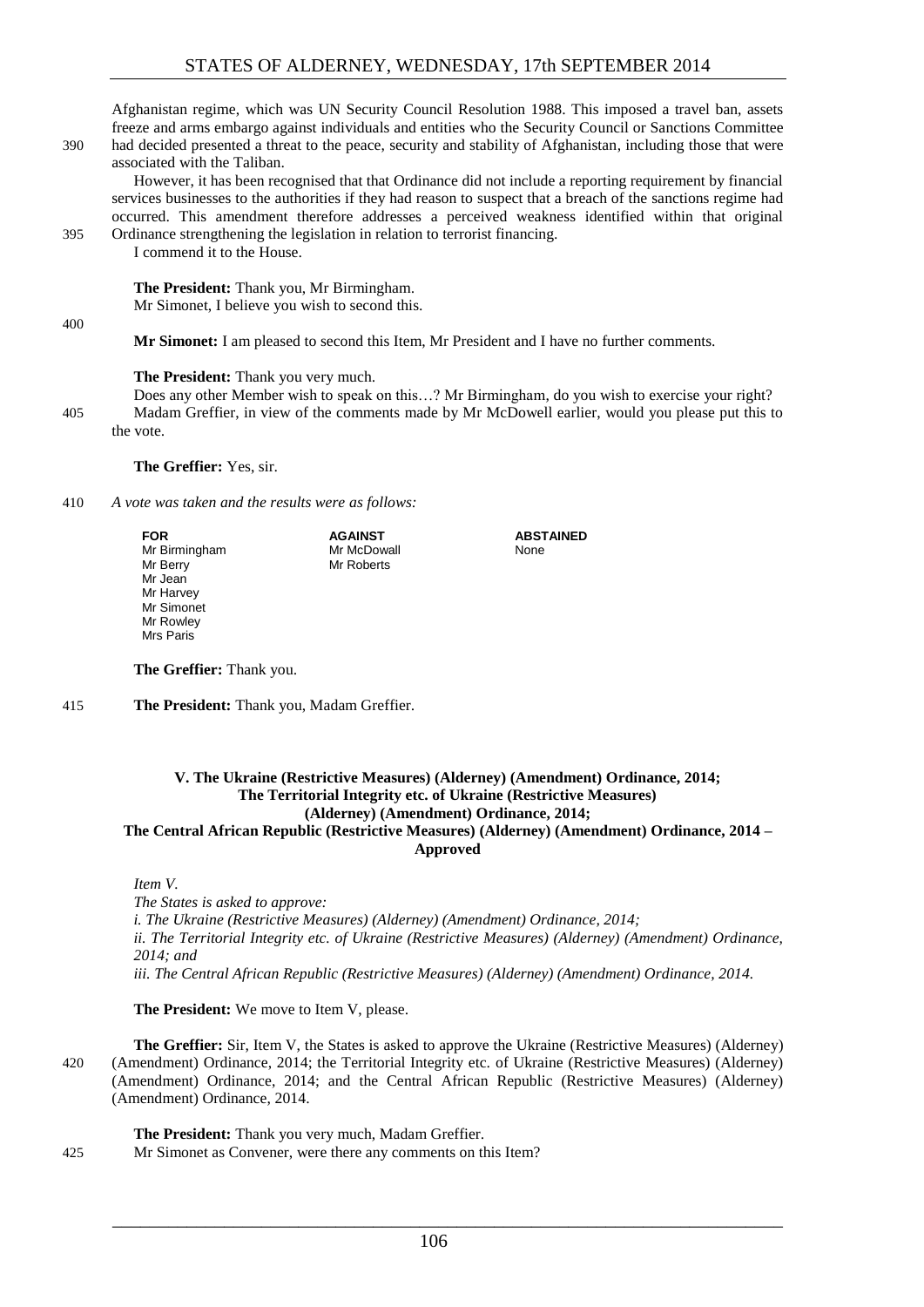Afghanistan regime, which was UN Security Council Resolution 1988. This imposed a travel ban, assets freeze and arms embargo against individuals and entities who the Security Council or Sanctions Committee had decided presented a threat to the peace, security and stability of Afghanistan, including those that were associated with the Taliban.

However, it has been recognised that that Ordinance did not include a reporting requirement by financial services businesses to the authorities if they had reason to suspect that a breach of the sanctions regime had occurred. This amendment therefore addresses a perceived weakness identified within that original Ordinance strengthening the legislation in relation to terrorist financing.

I commend it to the House.

**The President:** Thank you, Mr Birmingham.
Mr Simonet, I believe you wish to second this.

**Mr Simonet:** I am pleased to second this Item, Mr President and I have no further comments.

**The President:** Thank you very much.
Does any other Member wish to speak on this…? Mr Birmingham, do you wish to exercise your right?
Madam Greffier, in view of the comments made by Mr McDowell earlier, would you please put this to the vote.

**The Greffier:** Yes, sir.

*A vote was taken and the results were as follows:*

| FOR | AGAINST | ABSTAINED |
|---|---|---|
| Mr Birmingham | Mr McDowall | None |
| Mr Berry | Mr Roberts | |
| Mr Jean | | |
| Mr Harvey | | |
| Mr Simonet | | |
| Mr Rowley | | |
| Mrs Paris | | |

**The Greffier:** Thank you.

**The President:** Thank you, Madam Greffier.

### V. The Ukraine (Restrictive Measures) (Alderney) (Amendment) Ordinance, 2014; The Territorial Integrity etc. of Ukraine (Restrictive Measures) (Alderney) (Amendment) Ordinance, 2014; The Central African Republic (Restrictive Measures) (Alderney) (Amendment) Ordinance, 2014 – Approved

*Item V.*
*The States is asked to approve:*
*i. The Ukraine (Restrictive Measures) (Alderney) (Amendment) Ordinance, 2014;*
*ii. The Territorial Integrity etc. of Ukraine (Restrictive Measures) (Alderney) (Amendment) Ordinance, 2014; and*
*iii. The Central African Republic (Restrictive Measures) (Alderney) (Amendment) Ordinance, 2014.*

**The President:** We move to Item V, please.

**The Greffier:** Sir, Item V, the States is asked to approve the Ukraine (Restrictive Measures) (Alderney) (Amendment) Ordinance, 2014; the Territorial Integrity etc. of Ukraine (Restrictive Measures) (Alderney) (Amendment) Ordinance, 2014; and the Central African Republic (Restrictive Measures) (Alderney) (Amendment) Ordinance, 2014.

**The President:** Thank you very much, Madam Greffier.
Mr Simonet as Convener, were there any comments on this Item?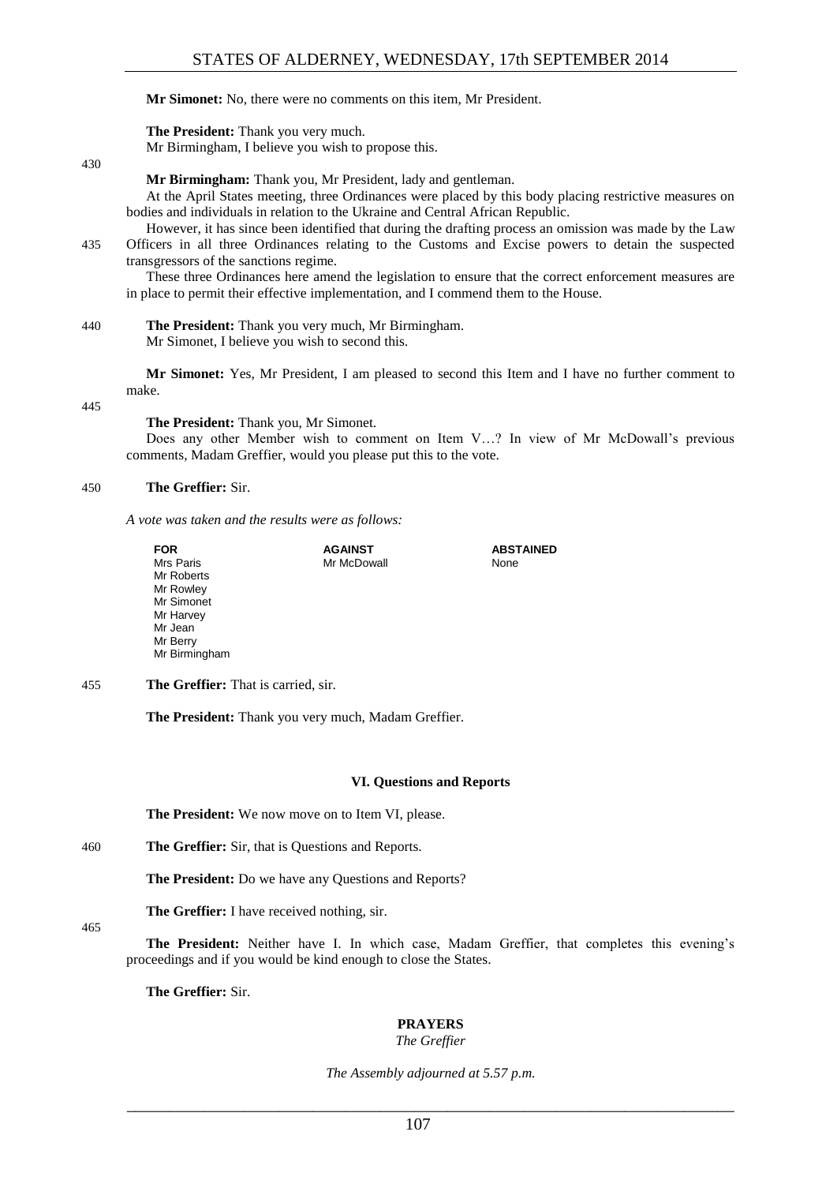**Mr Simonet:** No, there were no comments on this item, Mr President.

**The President:** Thank you very much.

Mr Birmingham, I believe you wish to propose this.

**Mr Birmingham:** Thank you, Mr President, lady and gentleman.

At the April States meeting, three Ordinances were placed by this body placing restrictive measures on bodies and individuals in relation to the Ukraine and Central African Republic.

However, it has since been identified that during the drafting process an omission was made by the Law Officers in all three Ordinances relating to the Customs and Excise powers to detain the suspected transgressors of the sanctions regime.

These three Ordinances here amend the legislation to ensure that the correct enforcement measures are in place to permit their effective implementation, and I commend them to the House.

**The President:** Thank you very much, Mr Birmingham.

Mr Simonet, I believe you wish to second this.

**Mr Simonet:** Yes, Mr President, I am pleased to second this Item and I have no further comment to make.

**The President:** Thank you, Mr Simonet.

Does any other Member wish to comment on Item V…? In view of Mr McDowall's previous comments, Madam Greffier, would you please put this to the vote.

**The Greffier:** Sir.

*A vote was taken and the results were as follows:*

| FOR | AGAINST | ABSTAINED |
|---|---|---|
| Mrs Paris | Mr McDowall | None |
| Mr Roberts | | |
| Mr Rowley | | |
| Mr Simonet | | |
| Mr Harvey | | |
| Mr Jean | | |
| Mr Berry | | |
| Mr Birmingham | | |

**The Greffier:** That is carried, sir.

**The President:** Thank you very much, Madam Greffier.

### VI. Questions and Reports

**The President:** We now move on to Item VI, please.

**The Greffier:** Sir, that is Questions and Reports.

**The President:** Do we have any Questions and Reports?

**The Greffier:** I have received nothing, sir.

**The President:** Neither have I. In which case, Madam Greffier, that completes this evening's proceedings and if you would be kind enough to close the States.

**The Greffier:** Sir.

**PRAYERS**

*The Greffier*

*The Assembly adjourned at 5.57 p.m.*